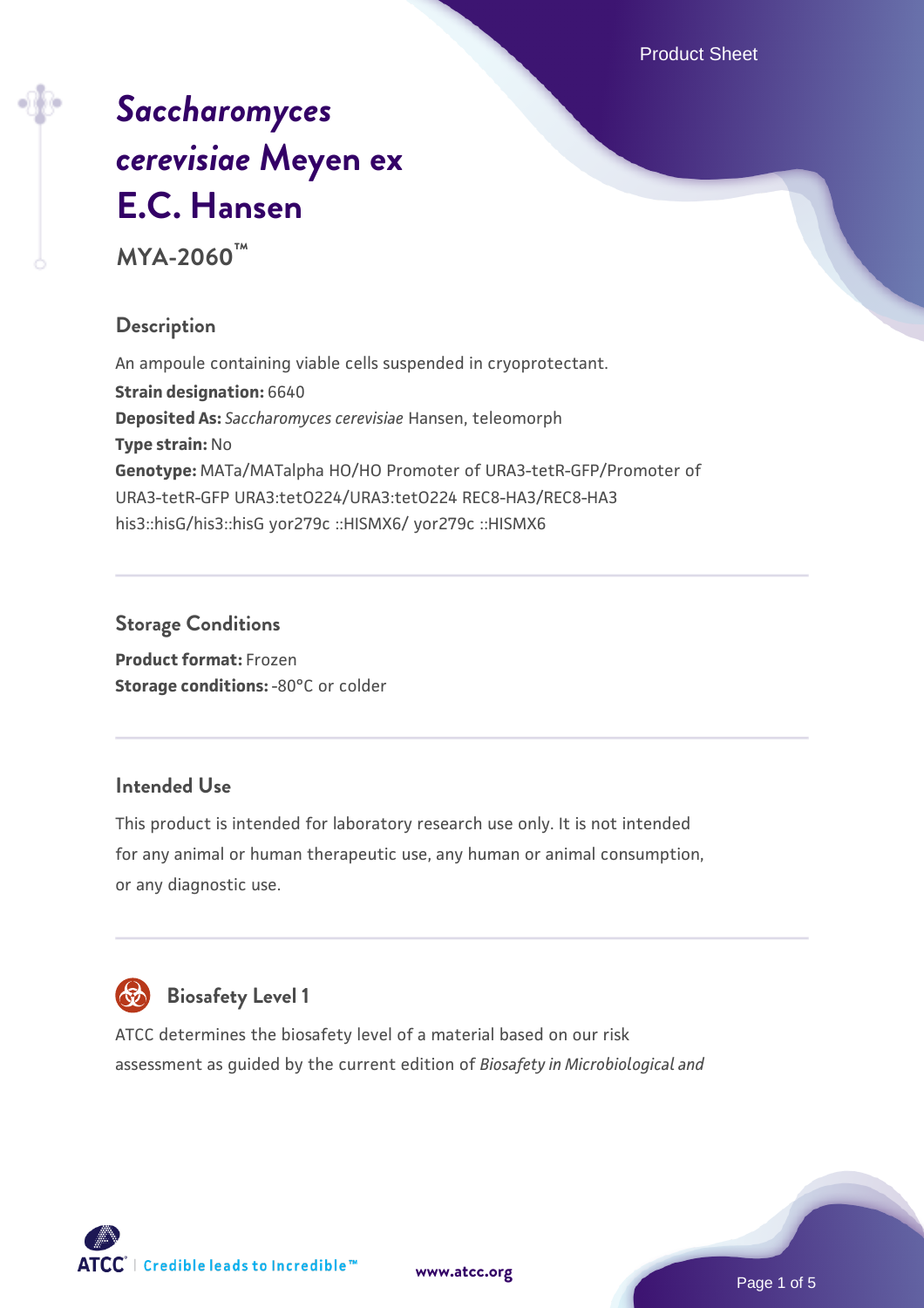# *Saccharomyces cerevisiae* Meyen ex E.C. Hansen

**MYA-2060™**

## Description

An ampoule containing viable cells suspended in cryoprotectant.

**Strain designation:** 6640

**Deposited As:** *Saccharomyces cerevisiae* Hansen, teleomorph

**Type strain:** No

**Genotype:** MATa/MATalpha HO/HO Promoter of URA3-tetR-GFP/Promoter of URA3-tetR-GFP URA3:tetO224/URA3:tetO224 REC8-HA3/REC8-HA3 his3::hisG/his3::hisG yor279c ::HISMX6/ yor279c ::HISMX6

## Storage Conditions

**Product format:** Frozen

**Storage conditions:** -80°C or colder

## Intended Use

This product is intended for laboratory research use only. It is not intended for any animal or human therapeutic use, any human or animal consumption, or any diagnostic use.

## Biosafety Level 1

ATCC determines the biosafety level of a material based on our risk assessment as guided by the current edition of *Biosafety in Microbiological and*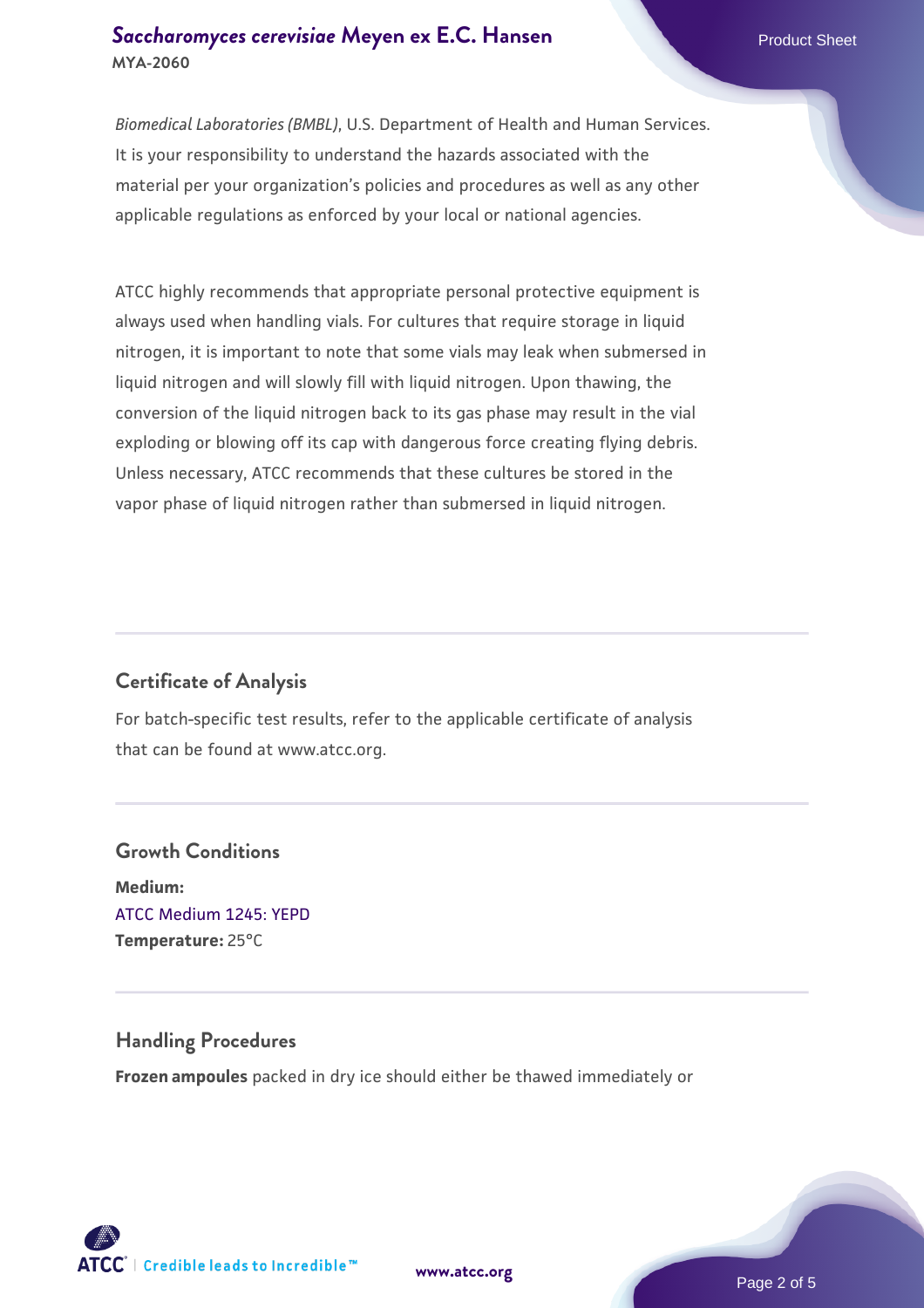*Biomedical Laboratories (BMBL)*, U.S. Department of Health and Human Services. It is your responsibility to understand the hazards associated with the material per your organization's policies and procedures as well as any other applicable regulations as enforced by your local or national agencies.

ATCC highly recommends that appropriate personal protective equipment is always used when handling vials. For cultures that require storage in liquid nitrogen, it is important to note that some vials may leak when submersed in liquid nitrogen and will slowly fill with liquid nitrogen. Upon thawing, the conversion of the liquid nitrogen back to its gas phase may result in the vial exploding or blowing off its cap with dangerous force creating flying debris. Unless necessary, ATCC recommends that these cultures be stored in the vapor phase of liquid nitrogen rather than submersed in liquid nitrogen.

## Certificate of Analysis

For batch-specific test results, refer to the applicable certificate of analysis that can be found at www.atcc.org.

## Growth Conditions

**Medium:**
ATCC Medium 1245: YEPD
**Temperature:** 25°C

## Handling Procedures

**Frozen ampoules** packed in dry ice should either be thawed immediately or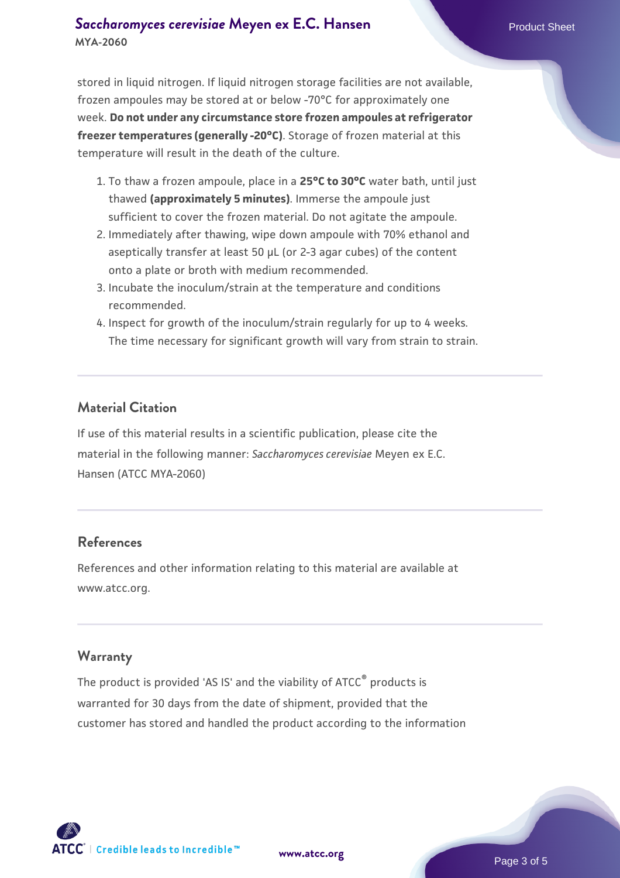stored in liquid nitrogen. If liquid nitrogen storage facilities are not available, frozen ampoules may be stored at or below -70°C for approximately one week. **Do not under any circumstance store frozen ampoules at refrigerator freezer temperatures (generally -20°C)**. Storage of frozen material at this temperature will result in the death of the culture.

1. To thaw a frozen ampoule, place in a **25°C to 30°C** water bath, until just thawed **(approximately 5 minutes)**. Immerse the ampoule just sufficient to cover the frozen material. Do not agitate the ampoule.
2. Immediately after thawing, wipe down ampoule with 70% ethanol and aseptically transfer at least 50 µL (or 2-3 agar cubes) of the content onto a plate or broth with medium recommended.
3. Incubate the inoculum/strain at the temperature and conditions recommended.
4. Inspect for growth of the inoculum/strain regularly for up to 4 weeks. The time necessary for significant growth will vary from strain to strain.

## Material Citation

If use of this material results in a scientific publication, please cite the material in the following manner: *Saccharomyces cerevisiae* Meyen ex E.C. Hansen (ATCC MYA-2060)

## References

References and other information relating to this material are available at www.atcc.org.

## Warranty

The product is provided 'AS IS' and the viability of ATCC® products is warranted for 30 days from the date of shipment, provided that the customer has stored and handled the product according to the information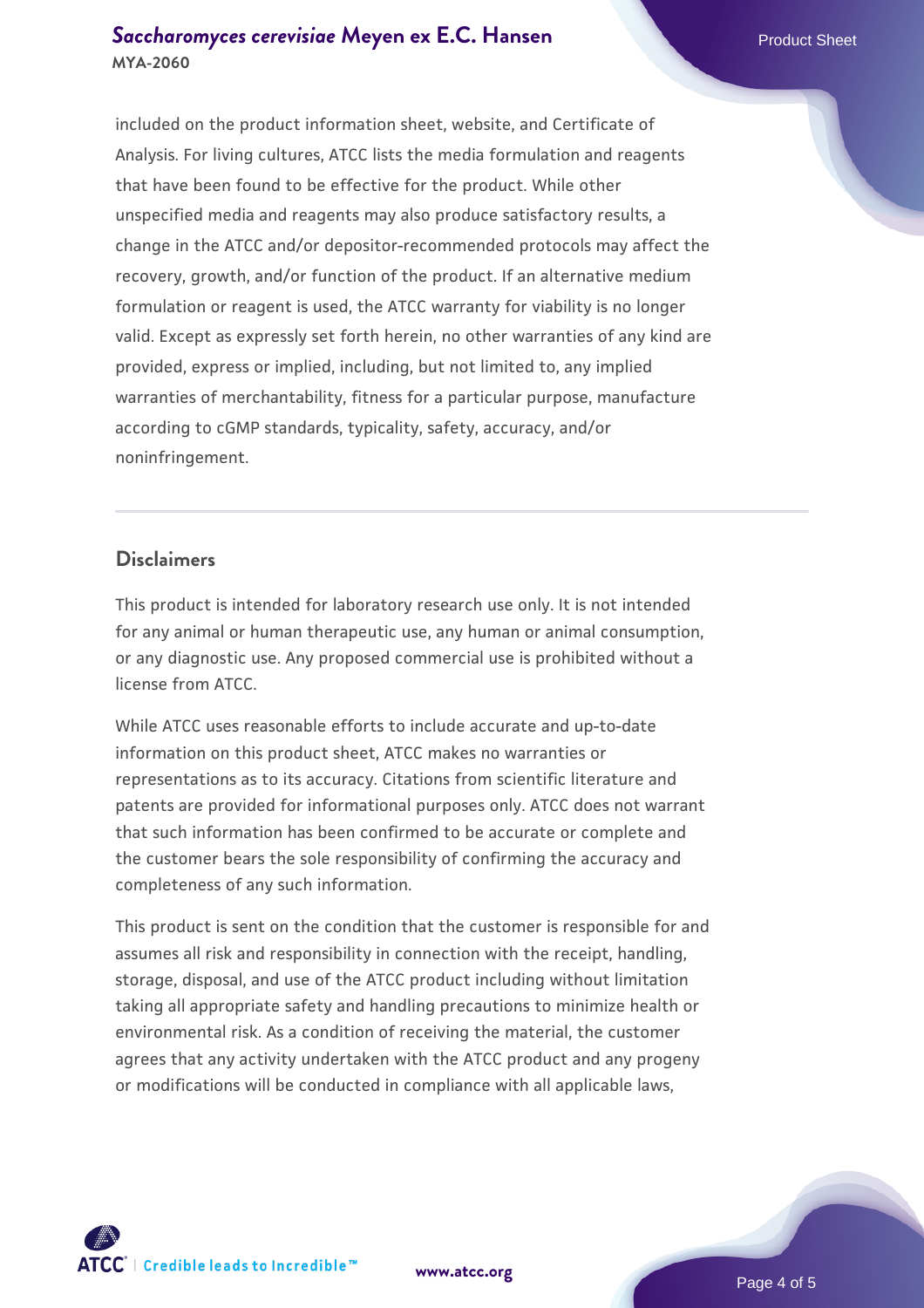included on the product information sheet, website, and Certificate of Analysis. For living cultures, ATCC lists the media formulation and reagents that have been found to be effective for the product. While other unspecified media and reagents may also produce satisfactory results, a change in the ATCC and/or depositor-recommended protocols may affect the recovery, growth, and/or function of the product. If an alternative medium formulation or reagent is used, the ATCC warranty for viability is no longer valid. Except as expressly set forth herein, no other warranties of any kind are provided, express or implied, including, but not limited to, any implied warranties of merchantability, fitness for a particular purpose, manufacture according to cGMP standards, typicality, safety, accuracy, and/or noninfringement.

## Disclaimers

This product is intended for laboratory research use only. It is not intended for any animal or human therapeutic use, any human or animal consumption, or any diagnostic use. Any proposed commercial use is prohibited without a license from ATCC.

While ATCC uses reasonable efforts to include accurate and up-to-date information on this product sheet, ATCC makes no warranties or representations as to its accuracy. Citations from scientific literature and patents are provided for informational purposes only. ATCC does not warrant that such information has been confirmed to be accurate or complete and the customer bears the sole responsibility of confirming the accuracy and completeness of any such information.

This product is sent on the condition that the customer is responsible for and assumes all risk and responsibility in connection with the receipt, handling, storage, disposal, and use of the ATCC product including without limitation taking all appropriate safety and handling precautions to minimize health or environmental risk. As a condition of receiving the material, the customer agrees that any activity undertaken with the ATCC product and any progeny or modifications will be conducted in compliance with all applicable laws,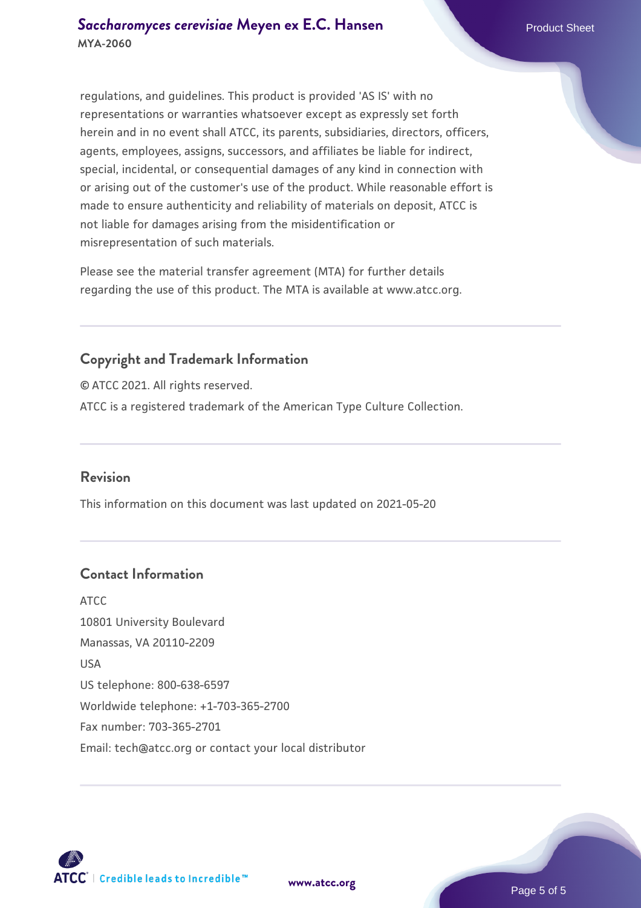regulations, and guidelines. This product is provided 'AS IS' with no representations or warranties whatsoever except as expressly set forth herein and in no event shall ATCC, its parents, subsidiaries, directors, officers, agents, employees, assigns, successors, and affiliates be liable for indirect, special, incidental, or consequential damages of any kind in connection with or arising out of the customer's use of the product. While reasonable effort is made to ensure authenticity and reliability of materials on deposit, ATCC is not liable for damages arising from the misidentification or misrepresentation of such materials.

Please see the material transfer agreement (MTA) for further details regarding the use of this product. The MTA is available at www.atcc.org.

## Copyright and Trademark Information

© ATCC 2021. All rights reserved.

ATCC is a registered trademark of the American Type Culture Collection.

## Revision

This information on this document was last updated on 2021-05-20

## Contact Information

ATCC
10801 University Boulevard
Manassas, VA 20110-2209
USA
US telephone: 800-638-6597
Worldwide telephone: +1-703-365-2700
Fax number: 703-365-2701
Email: tech@atcc.org or contact your local distributor